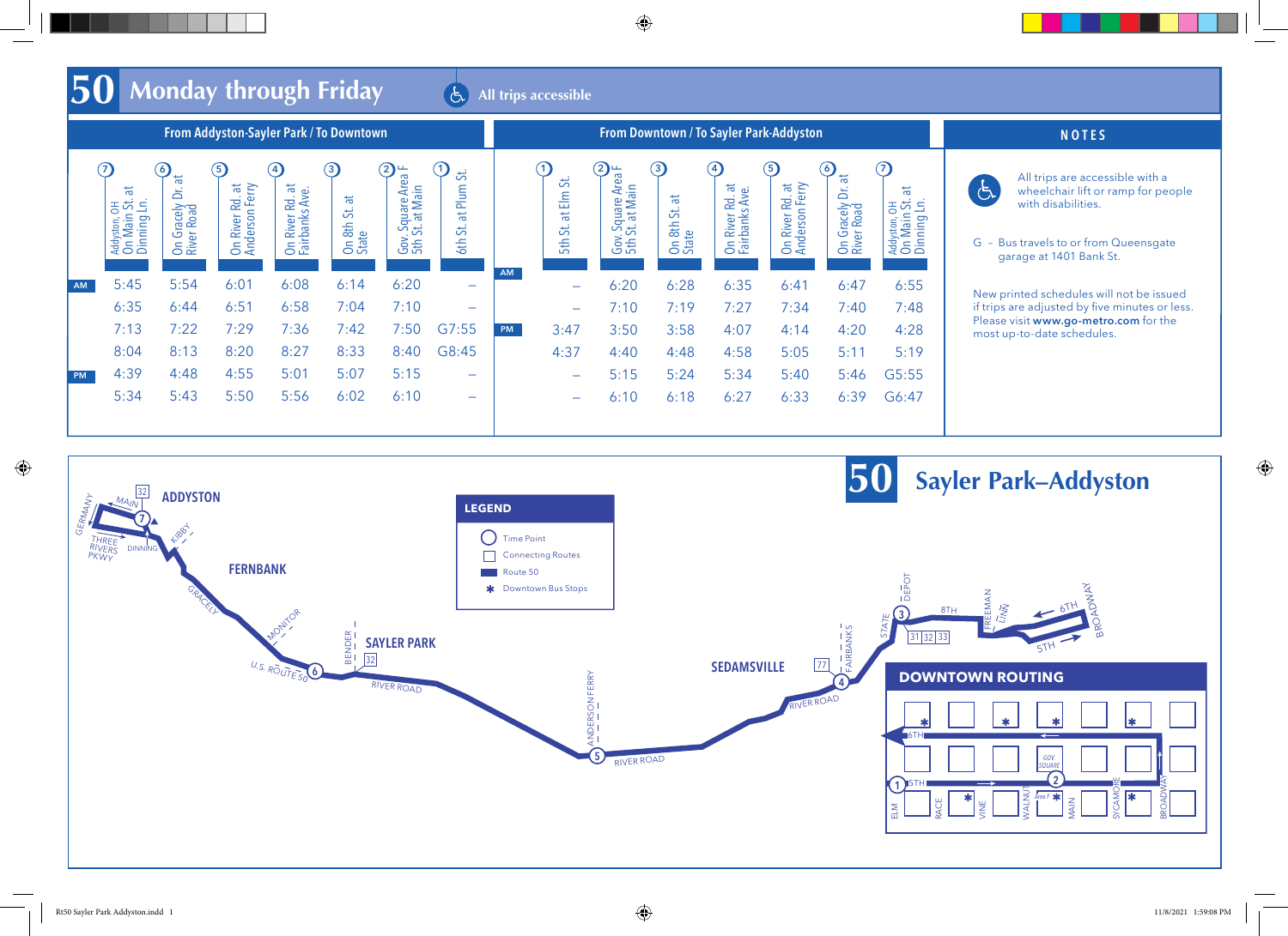# 50 Monday through Friday

All trips accessible

## From Addyston-Sayler Park / To Downtown

| | ⑦ Addyston, OH On Main St. at Dinning Ln. | ⑥ On Gracely Dr. at River Road | ⑤ On River Rd. at Anderson Ferry | ④ On River Rd. at Fairbanks Ave. | ③ On 8th St. at State | ② Gov. Square Area F 5th St. at Main | ① 6th St. at Plum St. |
|---|---|---|---|---|---|---|---|
| AM | 5:45 | 5:54 | 6:01 | 6:08 | 6:14 | 6:20 | – |
| | 6:35 | 6:44 | 6:51 | 6:58 | 7:04 | 7:10 | – |
| | 7:13 | 7:22 | 7:29 | 7:36 | 7:42 | 7:50 | G7:55 |
| | 8:04 | 8:13 | 8:20 | 8:27 | 8:33 | 8:40 | G8:45 |
| PM | 4:39 | 4:48 | 4:55 | 5:01 | 5:07 | 5:15 | – |
| | 5:34 | 5:43 | 5:50 | 5:56 | 6:02 | 6:10 | – |

## From Downtown / To Sayler Park-Addyston

| | ① 5th St. at Elm St. | ② Gov. Square Area F 5th St. at Main | ③ On 8th St. at State | ④ On River Rd. at Fairbanks Ave. | ⑤ On River Rd. at Anderson Ferry | ⑥ On Gracely Dr. at River Road | ⑦ Addyston, OH On Main St. at Dinning Ln. |
|---|---|---|---|---|---|---|---|
| AM | – | 6:20 | 6:28 | 6:35 | 6:41 | 6:47 | 6:55 |
| | – | 7:10 | 7:19 | 7:27 | 7:34 | 7:40 | 7:48 |
| PM | 3:47 | 3:50 | 3:58 | 4:07 | 4:14 | 4:20 | 4:28 |
| | 4:37 | 4:40 | 4:48 | 4:58 | 5:05 | 5:11 | 5:19 |
| | – | 5:15 | 5:24 | 5:34 | 5:40 | 5:46 | G5:55 |
| | – | 6:10 | 6:18 | 6:27 | 6:33 | 6:39 | G6:47 |

## NOTES

All trips are accessible with a wheelchair lift or ramp for people with disabilities.

G – Bus travels to or from Queensgate garage at 1401 Bank St.

New printed schedules will not be issued if trips are adjusted by five minutes or less. Please visit **www.go-metro.com** for the most up-to-date schedules.

# 50 Sayler Park–Addyston

**LEGEND**

- ○ Time Point
- □ Connecting Routes
- ▬ Route 50
- ✱ Downtown Bus Stops

ADDYSTON · FERNBANK · SAYLER PARK · SEDAMSVILLE

**DOWNTOWN ROUTING**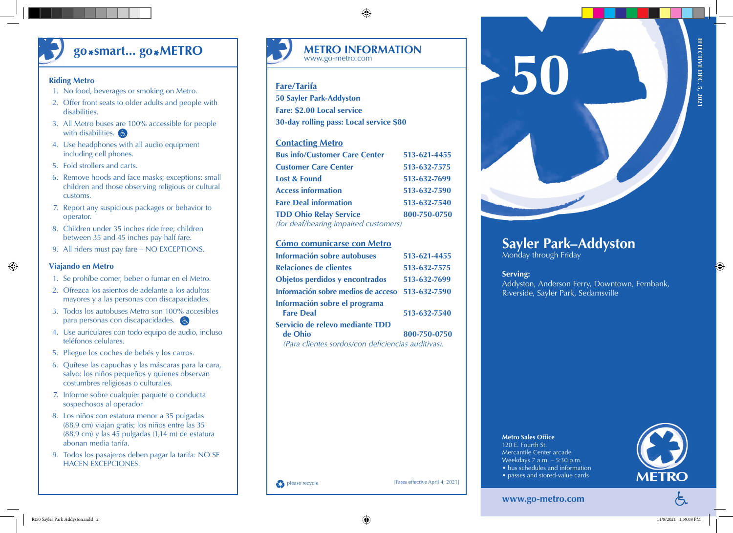## go✱smart... go✱METRO

### Riding Metro

1. No food, beverages or smoking on Metro.
2. Offer front seats to older adults and people with disabilities.
3. All Metro buses are 100% accessible for people with disabilities.
4. Use headphones with all audio equipment including cell phones.
5. Fold strollers and carts.
6. Remove hoods and face masks; exceptions: small children and those observing religious or cultural customs.
7. Report any suspicious packages or behavior to operator.
8. Children under 35 inches ride free; children between 35 and 45 inches pay half fare.
9. All riders must pay fare – NO EXCEPTIONS.

### Viajando en Metro

1. Se prohíbe comer, beber o fumar en el Metro.
2. Ofrezca los asientos de adelante a los adultos mayores y a las personas con discapacidades.
3. Todos los autobuses Metro son 100% accesibles para personas con discapacidades.
4. Use auriculares con todo equipo de audio, incluso teléfonos celulares.
5. Pliegue los coches de bebés y los carros.
6. Quítese las capuchas y las máscaras para la cara, salvo: los niños pequeños y quienes observan costumbres religiosas o culturales.
7. Informe sobre cualquier paquete o conducta sospechosos al operador
8. Los niños con estatura menor a 35 pulgadas (88,9 cm) viajan gratis; los niños entre las 35 (88,9 cm) y las 45 pulgadas (1,14 m) de estatura abonan media tarifa.
9. Todos los pasajeros deben pagar la tarifa: NO SE HACEN EXCEPCIONES.

## METRO INFORMATION

www.go-metro.com

### Fare/Tarifa

**50 Sayler Park-Addyston**
**Fare: $2.00 Local service**
**30-day rolling pass: Local service $80**

### Contacting Metro

| | |
|---|---|
| Bus info/Customer Care Center | 513-621-4455 |
| Customer Care Center | 513-632-7575 |
| Lost & Found | 513-632-7699 |
| Access information | 513-632-7590 |
| Fare Deal information | 513-632-7540 |
| TDD Ohio Relay Service *(for deaf/hearing-impaired customers)* | 800-750-0750 |

### Cómo comunicarse con Metro

| | |
|---|---|
| Información sobre autobuses | 513-621-4455 |
| Relaciones de clientes | 513-632-7575 |
| Objetos perdidos y encontrados | 513-632-7699 |
| Información sobre medios de acceso | 513-632-7590 |
| Información sobre el programa Fare Deal | 513-632-7540 |
| Servicio de relevo mediante TDD de Ohio *(Para clientes sordos/con deficiencias auditivas).* | 800-750-0750 |

please recycle

[Fares effective April 4, 2021]

# 50

EFFECTIVE DEC. 5, 2021

## Sayler Park–Addyston

Monday through Friday

**Serving:**
Addyston, Anderson Ferry, Downtown, Fernbank, Riverside, Sayler Park, Sedamsville

**Metro Sales Office**
120 E. Fourth St.
Mercantile Center arcade
Weekdays 7 a.m. – 5:30 p.m.
- bus schedules and information
- passes and stored-value cards

METRO

**www.go-metro.com**